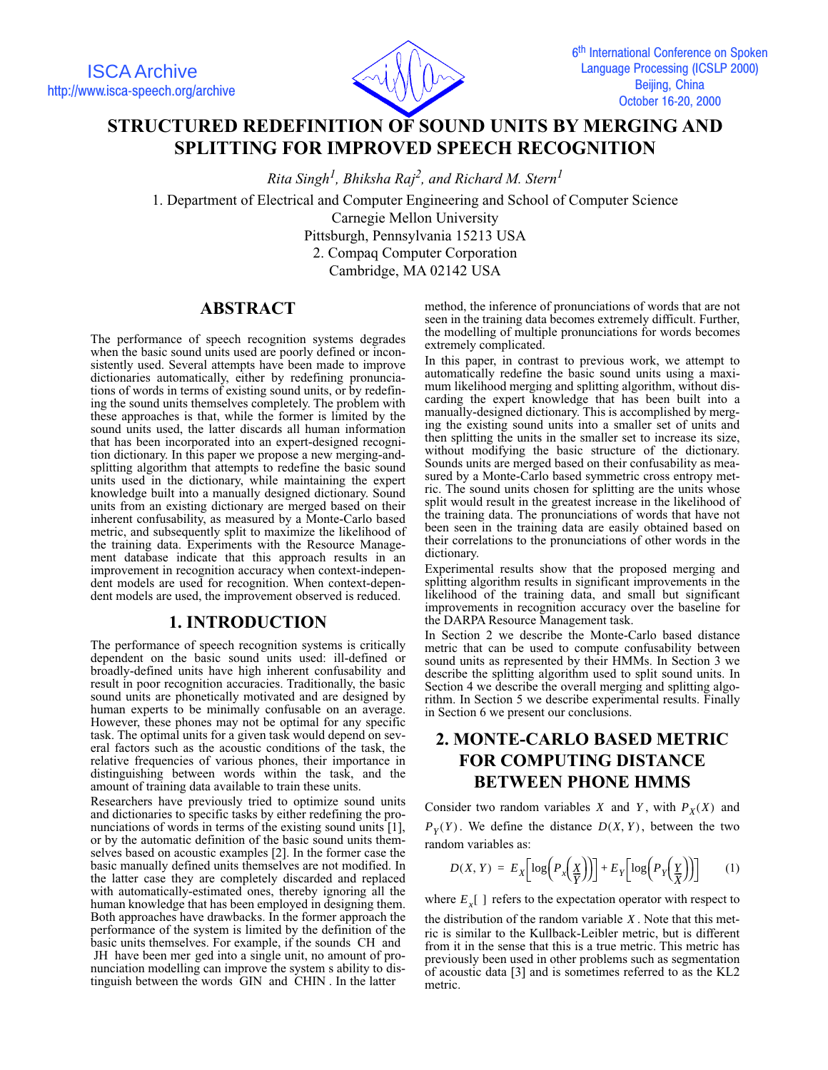# STRUCTURED REDEFINITION OF SOUND UNITS BY MERGING AND SPLITTING FOR IMPROVED SPEECH RECOGNITION

*Rita Singh[1], Bhiksha Raj[2], and Richard M. Stern[1]*

1. Department of Electrical and Computer Engineering and School of Computer Science
Carnegie Mellon University
Pittsburgh, Pennsylvania 15213 USA
2. Compaq Computer Corporation
Cambridge, MA 02142 USA

## ABSTRACT

The performance of speech recognition systems degrades when the basic sound units used are poorly defined or inconsistently used. Several attempts have been made to improve dictionaries automatically, either by redefining pronunciations of words in terms of existing sound units, or by redefining the sound units themselves completely. The problem with these approaches is that, while the former is limited by the sound units used, the latter discards all human information that has been incorporated into an expert-designed recognition dictionary. In this paper we propose a new merging-and-splitting algorithm that attempts to redefine the basic sound units used in the dictionary, while maintaining the expert knowledge built into a manually designed dictionary. Sound units from an existing dictionary are merged based on their inherent confusability, as measured by a Monte-Carlo based metric, and subsequently split to maximize the likelihood of the training data. Experiments with the Resource Management database indicate that this approach results in an improvement in recognition accuracy when context-independent models are used for recognition. When context-dependent models are used, the improvement observed is reduced.

## 1. INTRODUCTION

The performance of speech recognition systems is critically dependent on the basic sound units used: ill-defined or broadly-defined units have high inherent confusability and result in poor recognition accuracies. Traditionally, the basic sound units are phonetically motivated and are designed by human experts to be minimally confusable on an average. However, these phones may not be optimal for any specific task. The optimal units for a given task would depend on several factors such as the acoustic conditions of the task, the relative frequencies of various phones, their importance in distinguishing between words within the task, and the amount of training data available to train these units.

Researchers have previously tried to optimize sound units and dictionaries to specific tasks by either redefining the pronunciations of words in terms of the existing sound units [1], or by the automatic definition of the basic sound units themselves based on acoustic examples [2]. In the former case the basic manually defined units themselves are not modified. In the latter case they are completely discarded and replaced with automatically-estimated ones, thereby ignoring all the human knowledge that has been employed in designing them. Both approaches have drawbacks. In the former approach the performance of the system is limited by the definition of the basic units themselves. For example, if the sounds CH and JH have been mer ged into a single unit, no amount of pronunciation modelling can improve the system s ability to distinguish between the words GIN and CHIN . In the latter method, the inference of pronunciations of words that are not seen in the training data becomes extremely difficult. Further, the modelling of multiple pronunciations for words becomes extremely complicated.

In this paper, in contrast to previous work, we attempt to automatically redefine the basic sound units using a maximum likelihood merging and splitting algorithm, without discarding the expert knowledge that has been built into a manually-designed dictionary. This is accomplished by merging the existing sound units into a smaller set of units and then splitting the units in the smaller set to increase its size, without modifying the basic structure of the dictionary. Sounds units are merged based on their confusability as measured by a Monte-Carlo based symmetric cross entropy metric. The sound units chosen for splitting are the units whose split would result in the greatest increase in the likelihood of the training data. The pronunciations of words that have not been seen in the training data are easily obtained based on their correlations to the pronunciations of other words in the dictionary.

Experimental results show that the proposed merging and splitting algorithm results in significant improvements in the likelihood of the training data, and small but significant improvements in recognition accuracy over the baseline for the DARPA Resource Management task.

In Section 2 we describe the Monte-Carlo based distance metric that can be used to compute confusability between sound units as represented by their HMMs. In Section 3 we describe the splitting algorithm used to split sound units. In Section 4 we describe the overall merging and splitting algorithm. In Section 5 we describe experimental results. Finally in Section 6 we present our conclusions.

## 2. MONTE-CARLO BASED METRIC FOR COMPUTING DISTANCE BETWEEN PHONE HMMS

Consider two random variables $X$ and $Y$, with $P_X(X)$ and $P_Y(Y)$. We define the distance $D(X, Y)$, between the two random variables as:

$$D(X, Y) = E_X\left[\log\left(P_x\left(\frac{X}{Y}\right)\right)\right] + E_Y\left[\log\left(P_Y\left(\frac{Y}{X}\right)\right)\right] \qquad (1)$$

where $E_x[\ ]$ refers to the expectation operator with respect to the distribution of the random variable $X$. Note that this metric is similar to the Kullback-Leibler metric, but is different from it in the sense that this is a true metric. This metric has previously been used in other problems such as segmentation of acoustic data [3] and is sometimes referred to as the KL2 metric.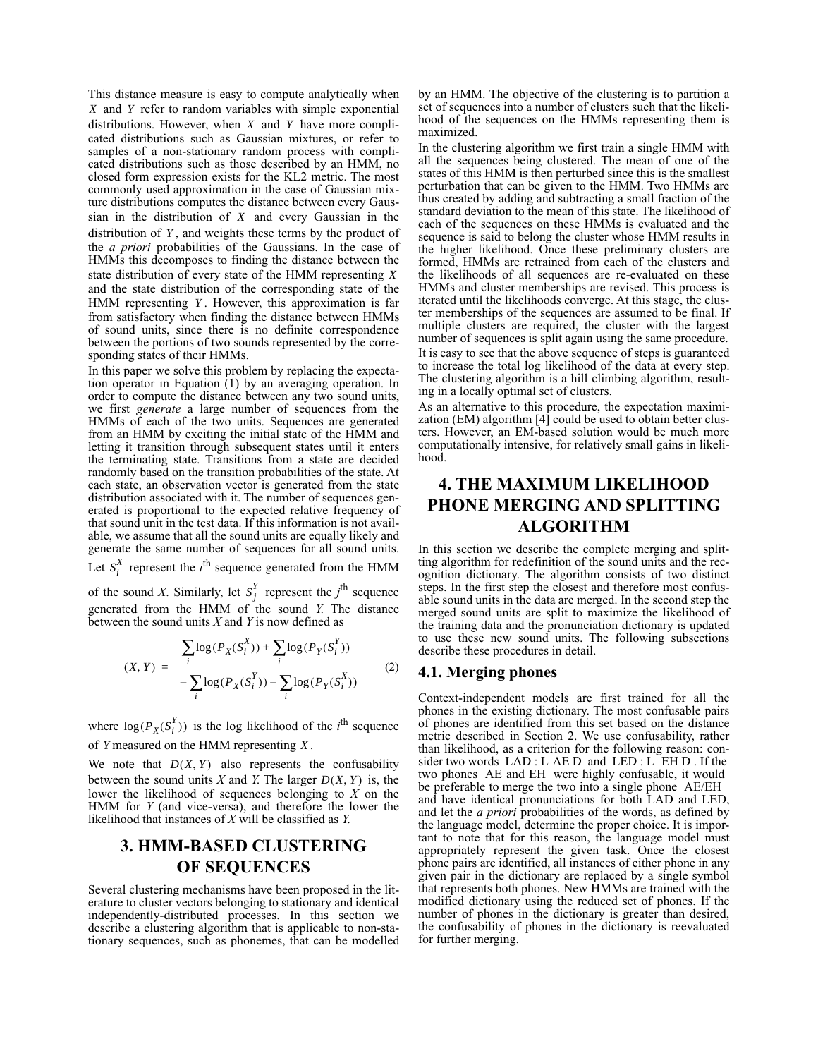This distance measure is easy to compute analytically when $X$ and $Y$ refer to random variables with simple exponential distributions. However, when $X$ and $Y$ have more complicated distributions such as Gaussian mixtures, or refer to samples of a non-stationary random process with complicated distributions such as those described by an HMM, no closed form expression exists for the KL2 metric. The most commonly used approximation in the case of Gaussian mixture distributions computes the distance between every Gaussian in the distribution of $X$ and every Gaussian in the distribution of $Y$, and weights these terms by the product of the *a priori* probabilities of the Gaussians. In the case of HMMs this decomposes to finding the distance between the state distribution of every state of the HMM representing $X$ and the state distribution of the corresponding state of the HMM representing $Y$. However, this approximation is far from satisfactory when finding the distance between HMMs of sound units, since there is no definite correspondence between the portions of two sounds represented by the corresponding states of their HMMs.

In this paper we solve this problem by replacing the expectation operator in Equation (1) by an averaging operation. In order to compute the distance between any two sound units, we first *generate* a large number of sequences from the HMMs of each of the two units. Sequences are generated from an HMM by exciting the initial state of the HMM and letting it transition through subsequent states until it enters the terminating state. Transitions from a state are decided randomly based on the transition probabilities of the state. At each state, an observation vector is generated from the state distribution associated with it. The number of sequences generated is proportional to the expected relative frequency of that sound unit in the test data. If this information is not available, we assume that all the sound units are equally likely and generate the same number of sequences for all sound units. Let $S_i^X$ represent the $i^{\text{th}}$ sequence generated from the HMM of the sound *X*. Similarly, let $S_j^Y$ represent the $j^{\text{th}}$ sequence generated from the HMM of the sound *Y*. The distance between the sound units *X* and *Y* is now defined as

$$(X, Y) = \begin{array}{c} \sum_i \log(P_X(S_i^X)) + \sum_i \log(P_Y(S_i^Y)) \\ - \sum_i \log(P_X(S_i^Y)) - \sum_i \log(P_Y(S_i^X)) \end{array} \qquad (2)$$

where $\log(P_X(S_i^Y))$ is the log likelihood of the $i^{\text{th}}$ sequence of *Y* measured on the HMM representing $X$.

We note that $D(X, Y)$ also represents the confusability between the sound units *X* and *Y*. The larger $D(X, Y)$ is, the lower the likelihood of sequences belonging to *X* on the HMM for *Y* (and vice-versa), and therefore the lower the likelihood that instances of *X* will be classified as *Y*.

## 3. HMM-BASED CLUSTERING OF SEQUENCES

Several clustering mechanisms have been proposed in the literature to cluster vectors belonging to stationary and identical independently-distributed processes. In this section we describe a clustering algorithm that is applicable to non-stationary sequences, such as phonemes, that can be modelled by an HMM. The objective of the clustering is to partition a set of sequences into a number of clusters such that the likelihood of the sequences on the HMMs representing them is maximized.

In the clustering algorithm we first train a single HMM with all the sequences being clustered. The mean of one of the states of this HMM is then perturbed since this is the smallest perturbation that can be given to the HMM. Two HMMs are thus created by adding and subtracting a small fraction of the standard deviation to the mean of this state. The likelihood of each of the sequences on these HMMs is evaluated and the sequence is said to belong the cluster whose HMM results in the higher likelihood. Once these preliminary clusters are formed, HMMs are retrained from each of the clusters and the likelihoods of all sequences are re-evaluated on these HMMs and cluster memberships are revised. This process is iterated until the likelihoods converge. At this stage, the cluster memberships of the sequences are assumed to be final. If multiple clusters are required, the cluster with the largest number of sequences is split again using the same procedure.

It is easy to see that the above sequence of steps is guaranteed to increase the total log likelihood of the data at every step. The clustering algorithm is a hill climbing algorithm, resulting in a locally optimal set of clusters.

As an alternative to this procedure, the expectation maximization (EM) algorithm [4] could be used to obtain better clusters. However, an EM-based solution would be much more computationally intensive, for relatively small gains in likelihood.

## 4. THE MAXIMUM LIKELIHOOD PHONE MERGING AND SPLITTING ALGORITHM

In this section we describe the complete merging and splitting algorithm for redefinition of the sound units and the recognition dictionary. The algorithm consists of two distinct steps. In the first step the closest and therefore most confusable sound units in the data are merged. In the second step the merged sound units are split to maximize the likelihood of the training data and the pronunciation dictionary is updated to use these new sound units. The following subsections describe these procedures in detail.

### 4.1. Merging phones

Context-independent models are first trained for all the phones in the existing dictionary. The most confusable pairs of phones are identified from this set based on the distance metric described in Section 2. We use confusability, rather than likelihood, as a criterion for the following reason: consider two words LAD : L AE D and LED : L EH D . If the two phones AE and EH were highly confusable, it would be preferable to merge the two into a single phone AE/EH and have identical pronunciations for both LAD and LED, and let the *a priori* probabilities of the words, as defined by the language model, determine the proper choice. It is important to note that for this reason, the language model must appropriately represent the given task. Once the closest phone pairs are identified, all instances of either phone in any given pair in the dictionary are replaced by a single symbol that represents both phones. New HMMs are trained with the modified dictionary using the reduced set of phones. If the number of phones in the dictionary is greater than desired, the confusability of phones in the dictionary is reevaluated for further merging.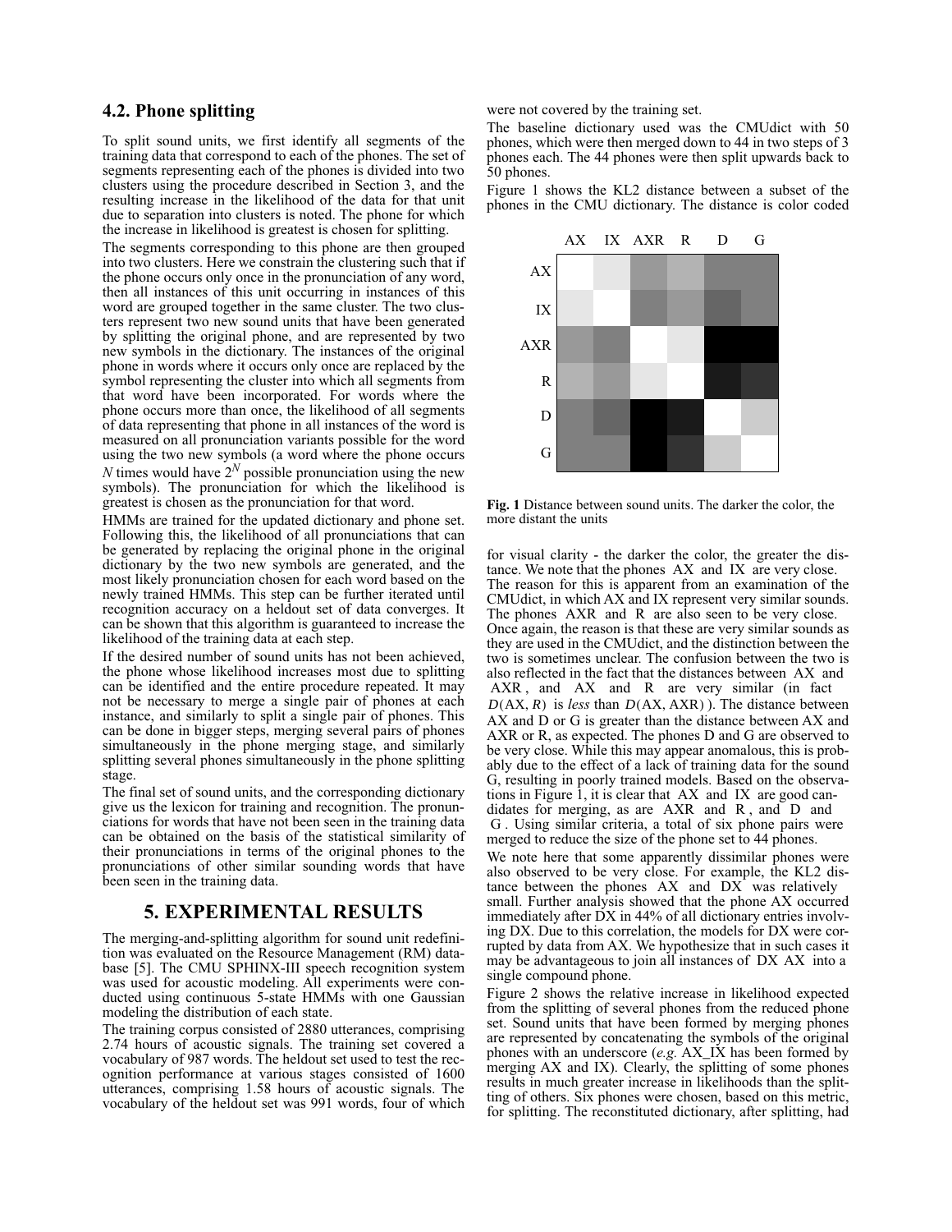### 4.2. Phone splitting

To split sound units, we first identify all segments of the training data that correspond to each of the phones. The set of segments representing each of the phones is divided into two clusters using the procedure described in Section 3, and the resulting increase in the likelihood of the data for that unit due to separation into clusters is noted. The phone for which the increase in likelihood is greatest is chosen for splitting.

The segments corresponding to this phone are then grouped into two clusters. Here we constrain the clustering such that if the phone occurs only once in the pronunciation of any word, then all instances of this unit occurring in instances of this word are grouped together in the same cluster. The two clusters represent two new sound units that have been generated by splitting the original phone, and are represented by two new symbols in the dictionary. The instances of the original phone in words where it occurs only once are replaced by the symbol representing the cluster into which all segments from that word have been incorporated. For words where the phone occurs more than once, the likelihood of all segments of data representing that phone in all instances of the word is measured on all pronunciation variants possible for the word using the two new symbols (a word where the phone occurs $N$ times would have $2^N$ possible pronunciation using the new symbols). The pronunciation for which the likelihood is greatest is chosen as the pronunciation for that word.

HMMs are trained for the updated dictionary and phone set. Following this, the likelihood of all pronunciations that can be generated by replacing the original phone in the original dictionary by the two new symbols are generated, and the most likely pronunciation chosen for each word based on the newly trained HMMs. This step can be further iterated until recognition accuracy on a heldout set of data converges. It can be shown that this algorithm is guaranteed to increase the likelihood of the training data at each step.

If the desired number of sound units has not been achieved, the phone whose likelihood increases most due to splitting can be identified and the entire procedure repeated. It may not be necessary to merge a single pair of phones at each instance, and similarly to split a single pair of phones. This can be done in bigger steps, merging several pairs of phones simultaneously in the phone merging stage, and similarly splitting several phones simultaneously in the phone splitting stage.

The final set of sound units, and the corresponding dictionary give us the lexicon for training and recognition. The pronunciations for words that have not been seen in the training data can be obtained on the basis of the statistical similarity of their pronunciations in terms of the original phones to the pronunciations of other similar sounding words that have been seen in the training data.

## 5. EXPERIMENTAL RESULTS

The merging-and-splitting algorithm for sound unit redefinition was evaluated on the Resource Management (RM) database [5]. The CMU SPHINX-III speech recognition system was used for acoustic modeling. All experiments were conducted using continuous 5-state HMMs with one Gaussian modeling the distribution of each state.

The training corpus consisted of 2880 utterances, comprising 2.74 hours of acoustic signals. The training set covered a vocabulary of 987 words. The heldout set used to test the recognition performance at various stages consisted of 1600 utterances, comprising 1.58 hours of acoustic signals. The vocabulary of the heldout set was 991 words, four of which were not covered by the training set.

The baseline dictionary used was the CMUdict with 50 phones, which were then merged down to 44 in two steps of 3 phones each. The 44 phones were then split upwards back to 50 phones.

Figure 1 shows the KL2 distance between a subset of the phones in the CMU dictionary. The distance is color coded for visual clarity - the darker the color, the greater the distance. We note that the phones AX and IX are very close. The reason for this is apparent from an examination of the CMUdict, in which AX and IX represent very similar sounds. The phones AXR and R are also seen to be very close. Once again, the reason is that these are very similar sounds as they are used in the CMUdict, and the distinction between the two is sometimes unclear. The confusion between the two is also reflected in the fact that the distances between AX and AXR, and AX and R are very similar (in fact $D(\mathrm{AX}, R)$ is *less* than $D(\mathrm{AX}, \mathrm{AXR})$). The distance between AX and D or G is greater than the distance between AX and AXR or R, as expected. The phones D and G are observed to be very close. While this may appear anomalous, this is probably due to the effect of a lack of training data for the sound G, resulting in poorly trained models. Based on the observations in Figure 1, it is clear that AX and IX are good candidates for merging, as are AXR and R, and D and G. Using similar criteria, a total of six phone pairs were merged to reduce the size of the phone set to 44 phones.

**Fig. 1** Distance between sound units. The darker the color, the more distant the units

We note here that some apparently dissimilar phones were also observed to be very close. For example, the KL2 distance between the phones AX and DX was relatively small. Further analysis showed that the phone AX occurred immediately after DX in 44% of all dictionary entries involving DX. Due to this correlation, the models for DX were corrupted by data from AX. We hypothesize that in such cases it may be advantageous to join all instances of DX AX into a single compound phone.

Figure 2 shows the relative increase in likelihood expected from the splitting of several phones from the reduced phone set. Sound units that have been formed by merging phones are represented by concatenating the symbols of the original phones with an underscore (*e.g.* AX_IX has been formed by merging AX and IX). Clearly, the splitting of some phones results in much greater increase in likelihoods than the splitting of others. Six phones were chosen, based on this metric, for splitting. The reconstituted dictionary, after splitting, had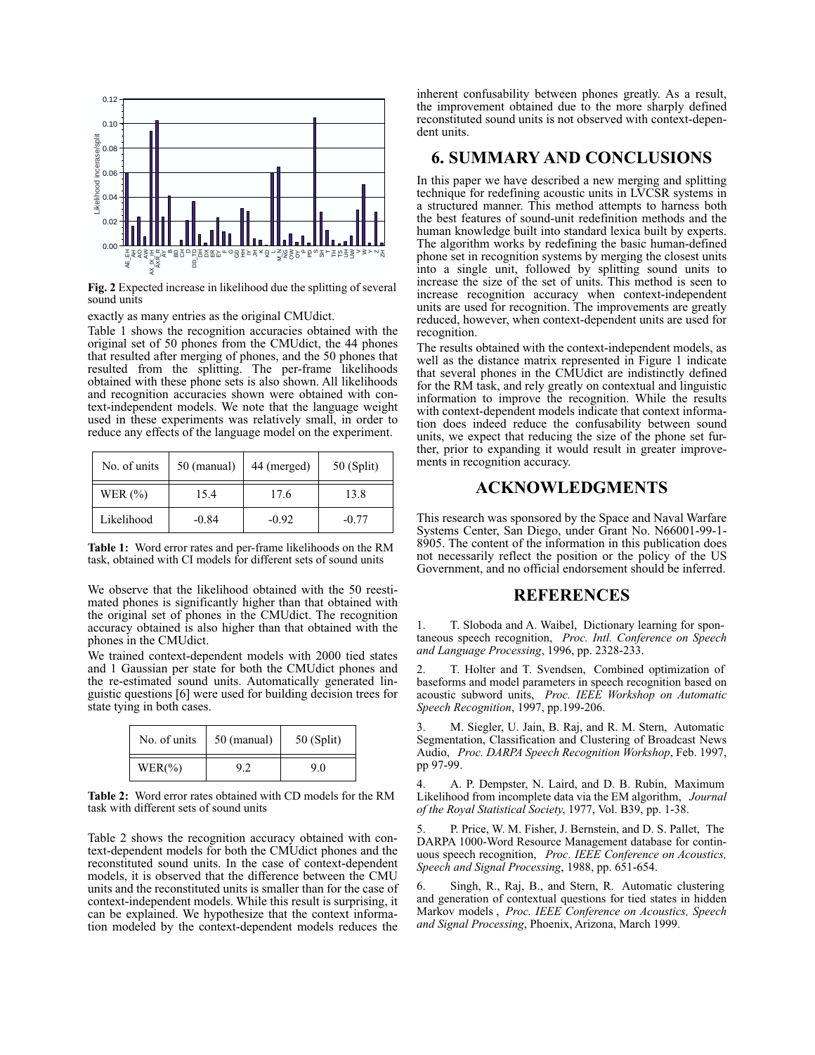0.12
0.10
0.08
0.06
0.04
0.02
0.00

Likelihood incerase/split

AE_EH AH AO AW AX_IX_IH AXR_R AY B BD CH D DD_TD DH DX ER EY F G GD HH IY JH K KD L M_N NG OW OY P PD S SH T TH TS UH UW V W Y Z ZH

**Fig. 2** Expected increase in likelihood due the splitting of several sound units

exactly as many entries as the original CMUdict.

Table 1 shows the recognition accuracies obtained with the original set of 50 phones from the CMUdict, the 44 phones that resulted after merging of phones, and the 50 phones that resulted from the splitting. The per-frame likelihoods obtained with these phone sets is also shown. All likelihoods and recognition accuracies shown were obtained with context-independent models. We note that the language weight used in these experiments was relatively small, in order to reduce any effects of the language model on the experiment.

| No. of units | 50 (manual) | 44 (merged) | 50 (Split) |
|---|---|---|---|
| WER (%) | 15.4 | 17.6 | 13.8 |
| Likelihood | -0.84 | -0.92 | -0.77 |

**Table 1:** Word error rates and per-frame likelihoods on the RM task, obtained with CI models for different sets of sound units

We observe that the likelihood obtained with the 50 reestimated phones is significantly higher than that obtained with the original set of phones in the CMUdict. The recognition accuracy obtained is also higher than that obtained with the phones in the CMUdict.

We trained context-dependent models with 2000 tied states and 1 Gaussian per state for both the CMUdict phones and the re-estimated sound units. Automatically generated linguistic questions [6] were used for building decision trees for state tying in both cases.

| No. of units | 50 (manual) | 50 (Split) |
|---|---|---|
| WER(%) | 9.2 | 9.0 |

**Table 2:** Word error rates obtained with CD models for the RM task with different sets of sound units

Table 2 shows the recognition accuracy obtained with context-dependent models for both the CMUdict phones and the reconstituted sound units. In the case of context-dependent models, it is observed that the difference between the CMU units and the reconstituted units is smaller than for the case of context-independent models. While this result is surprising, it can be explained. We hypothesize that the context information modeled by the context-dependent models reduces the inherent confusability between phones greatly. As a result, the improvement obtained due to the more sharply defined reconstituted sound units is not observed with context-dependent units.

## 6. SUMMARY AND CONCLUSIONS

In this paper we have described a new merging and splitting technique for redefining acoustic units in LVCSR systems in a structured manner. This method attempts to harness both the best features of sound-unit redefinition methods and the human knowledge built into standard lexica built by experts. The algorithm works by redefining the basic human-defined phone set in recognition systems by merging the closest units into a single unit, followed by splitting sound units to increase the size of the set of units. This method is seen to increase recognition accuracy when context-independent units are used for recognition. The improvements are greatly reduced, however, when context-dependent units are used for recognition.

The results obtained with the context-independent models, as well as the distance matrix represented in Figure 1 indicate that several phones in the CMUdict are indistinctly defined for the RM task, and rely greatly on contextual and linguistic information to improve the recognition. While the results with context-dependent models indicate that context information does indeed reduce the confusability between sound units, we expect that reducing the size of the phone set further, prior to expanding it would result in greater improvements in recognition accuracy.

## ACKNOWLEDGMENTS

This research was sponsored by the Space and Naval Warfare Systems Center, San Diego, under Grant No. N66001-99-1-8905. The content of the information in this publication does not necessarily reflect the position or the policy of the US Government, and no official endorsement should be inferred.

## REFERENCES

1. T. Sloboda and A. Waibel, Dictionary learning for spontaneous speech recognition, *Proc. Intl. Conference on Speech and Language Processing*, 1996, pp. 2328-233.

2. T. Holter and T. Svendsen, Combined optimization of baseforms and model parameters in speech recognition based on acoustic subword units, *Proc. IEEE Workshop on Automatic Speech Recognition*, 1997, pp.199-206.

3. M. Siegler, U. Jain, B. Raj, and R. M. Stern, Automatic Segmentation, Classification and Clustering of Broadcast News Audio, *Proc. DARPA Speech Recognition Workshop*, Feb. 1997, pp 97-99.

4. A. P. Dempster, N. Laird, and D. B. Rubin, Maximum Likelihood from incomplete data via the EM algorithm, *Journal of the Royal Statistical Society*, 1977, Vol. B39, pp. 1-38.

5. P. Price, W. M. Fisher, J. Bernstein, and D. S. Pallet, The DARPA 1000-Word Resource Management database for continuous speech recognition, *Proc. IEEE Conference on Acoustics, Speech and Signal Processing*, 1988, pp. 651-654.

6. Singh, R., Raj, B., and Stern, R. Automatic clustering and generation of contextual questions for tied states in hidden Markov models , *Proc. IEEE Conference on Acoustics, Speech and Signal Processing*, Phoenix, Arizona, March 1999.